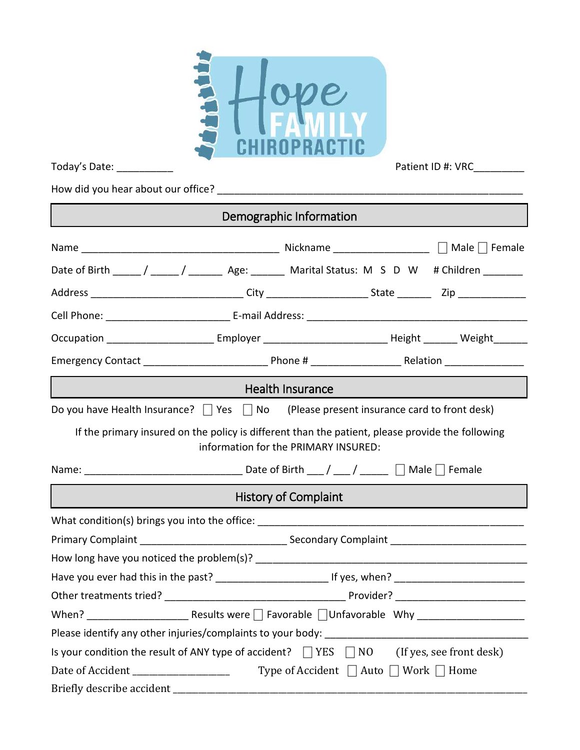# Hope Family Chiropractic

Today's Date: __________ Patient ID #: VRC_________

How did you hear about our office? _______________________________________________________

## Demographic Information

Name ____________________________________ Nickname _________________ ☐ Male ☐ Female

Date of Birth _____ / _____ / ______ Age: ______ Marital Status: M S D W # Children _______

Address ____________________________ City __________________ State ______ Zip ____________

Cell Phone: ______________________ E-mail Address: ________________________________________

Occupation ___________________ Employer ______________________ Height ______ Weight______

Emergency Contact ______________________ Phone # ________________ Relation ______________

## Health Insurance

Do you have Health Insurance? ☐ Yes ☐ No (Please present insurance card to front desk)

If the primary insured on the policy is different than the patient, please provide the following information for the PRIMARY INSURED:

Name: ____________________________ Date of Birth ___ / ___ / _____ ☐ Male ☐ Female

## History of Complaint

What condition(s) brings you into the office: ______________________________________________

Primary Complaint __________________________ Secondary Complaint ________________________

How long have you noticed the problem(s)? ________________________________________________

Have you ever had this in the past? ____________________ If yes, when? _______________________

Other treatments tried? ________________________________ Provider? _______________________

When? _________________ Results were ☐ Favorable ☐ Unfavorable Why ___________________

Please identify any other injuries/complaints to your body: ____________________________________

Is your condition the result of ANY type of accident? ☐ YES ☐ NO (If yes, see front desk)

Date of Accident _________________ Type of Accident ☐ Auto ☐ Work ☐ Home

Briefly describe accident _________________________________________________________________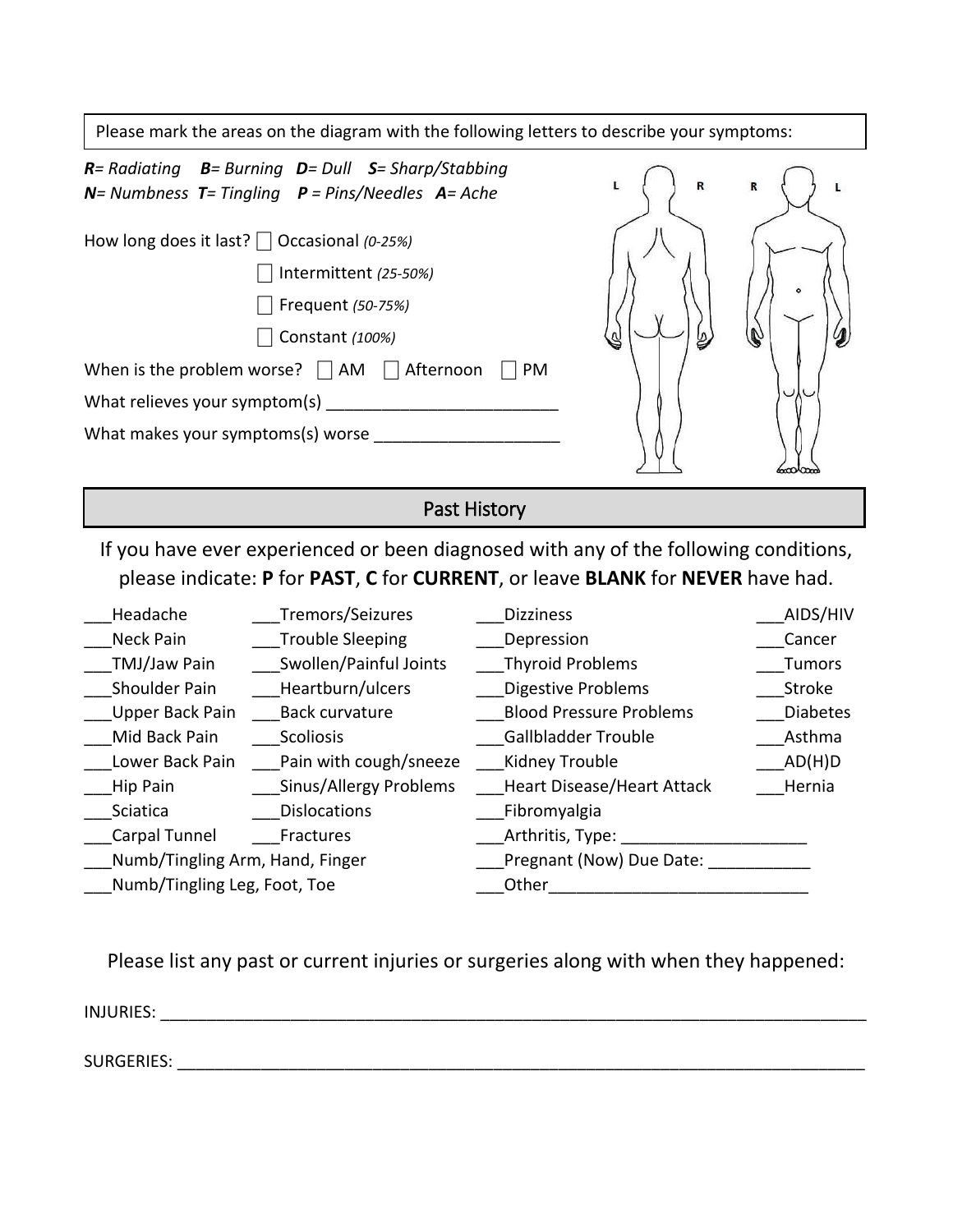Please mark the areas on the diagram with the following letters to describe your symptoms:

***R**= Radiating* ***B**= Burning* ***D**= Dull* ***S**= Sharp/Stabbing*
***N**= Numbness* ***T**= Tingling* ***P** = Pins/Needles* ***A**= Ache*

How long does it last? ☐ Occasional *(0-25%)*
☐ Intermittent *(25-50%)*
☐ Frequent *(50-75%)*
☐ Constant *(100%)*

When is the problem worse? ☐ AM ☐ Afternoon ☐ PM

What relieves your symptom(s) ________________________

What makes your symptoms(s) worse ___________________

L R R L

## Past History

If you have ever experienced or been diagnosed with any of the following conditions, please indicate: **P** for **PAST**, **C** for **CURRENT**, or leave **BLANK** for **NEVER** have had.

___Headache
___Neck Pain
___TMJ/Jaw Pain
___Shoulder Pain
___Upper Back Pain
___Mid Back Pain
___Lower Back Pain
___Hip Pain
___Sciatica
___Carpal Tunnel
___Numb/Tingling Arm, Hand, Finger
___Numb/Tingling Leg, Foot, Toe
___Tremors/Seizures
___Trouble Sleeping
___Swollen/Painful Joints
___Heartburn/ulcers
___Back curvature
___Scoliosis
___Pain with cough/sneeze
___Sinus/Allergy Problems
___Dislocations
___Fractures
___Dizziness
___Depression
___Thyroid Problems
___Digestive Problems
___Blood Pressure Problems
___Gallbladder Trouble
___Kidney Trouble
___Heart Disease/Heart Attack
___Fibromyalgia
___Arthritis, Type: ____________________
___Pregnant (Now) Due Date: ___________
___Other____________________________
___AIDS/HIV
___Cancer
___Tumors
___Stroke
___Diabetes
___Asthma
___AD(H)D
___Hernia

Please list any past or current injuries or surgeries along with when they happened:

INJURIES: ____________________________________________________________________________

SURGERIES: __________________________________________________________________________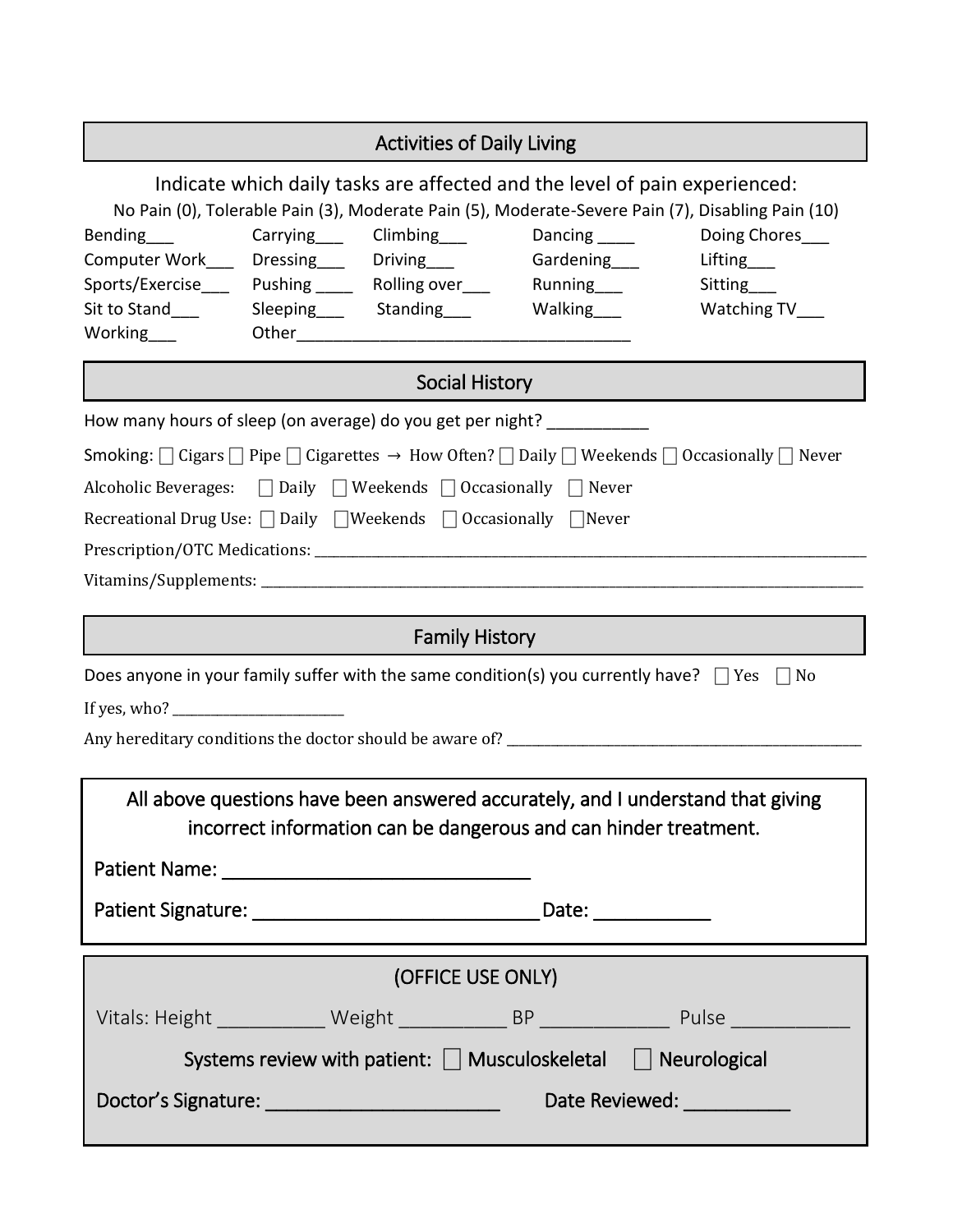## Activities of Daily Living

Indicate which daily tasks are affected and the level of pain experienced:

No Pain (0), Tolerable Pain (3), Moderate Pain (5), Moderate-Severe Pain (7), Disabling Pain (10)

| | | | | |
|---|---|---|---|---|
| Bending___ | Carrying___ | Climbing___ | Dancing ____ | Doing Chores___ |
| Computer Work___ | Dressing___ | Driving___ | Gardening___ | Lifting___ |
| Sports/Exercise___ | Pushing ____ | Rolling over___ | Running___ | Sitting___ |
| Sit to Stand___ | Sleeping___ | Standing___ | Walking___ | Watching TV___ |
| Working___ | Other_______________________________________ | | | |

## Social History

How many hours of sleep (on average) do you get per night? ___________

Smoking: ☐ Cigars ☐ Pipe ☐ Cigarettes → How Often? ☐ Daily ☐ Weekends ☐ Occasionally ☐ Never

Alcoholic Beverages: ☐ Daily ☐ Weekends ☐ Occasionally ☐ Never

Recreational Drug Use: ☐ Daily ☐Weekends ☐ Occasionally ☐Never

Prescription/OTC Medications: ________________________________________________________________________________

Vitamins/Supplements: ____________________________________________________________________________________

## Family History

Does anyone in your family suffer with the same condition(s) you currently have? ☐ Yes ☐ No

If yes, who? ________________________

Any hereditary conditions the doctor should be aware of? ____________________________________________________

All above questions have been answered accurately, and I understand that giving incorrect information can be dangerous and can hinder treatment.

Patient Name: ______________________________

Patient Signature: ____________________________ Date: ___________

### (OFFICE USE ONLY)

Vitals: Height __________ Weight __________ BP ____________ Pulse ___________

Systems review with patient: ☐ Musculoskeletal ☐ Neurological

Doctor's Signature: ______________________ Date Reviewed: __________